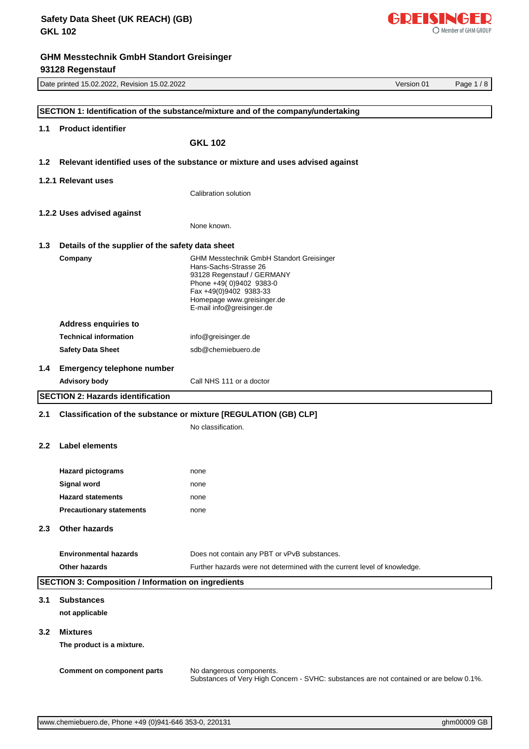# Safety Data Sheet (UK REACH) (GB)
**GKL 102**

**GHM Messtechnik GmbH Standort Greisinger**
**93128 Regenstauf**

Date printed 15.02.2022, Revision 15.02.2022 | Version 01

## SECTION 1: Identification of the substance/mixture and of the company/undertaking

### 1.1 Product identifier

**GKL 102**

### 1.2 Relevant identified uses of the substance or mixture and uses advised against

#### 1.2.1 Relevant uses

Calibration solution

#### 1.2.2 Uses advised against

None known.

### 1.3 Details of the supplier of the safety data sheet

**Company**

GHM Messtechnik GmbH Standort Greisinger
Hans-Sachs-Strasse 26
93128 Regenstauf / GERMANY
Phone +49( 0)9402 9383-0
Fax +49(0)9402 9383-33
Homepage www.greisinger.de
E-mail info@greisinger.de

**Address enquiries to**

**Technical information** info@greisinger.de

**Safety Data Sheet** sdb@chemiebuero.de

### 1.4 Emergency telephone number

**Advisory body** Call NHS 111 or a doctor

## SECTION 2: Hazards identification

### 2.1 Classification of the substance or mixture [REGULATION (GB) CLP]

No classification.

### 2.2 Label elements

**Hazard pictograms** none

**Signal word** none

**Hazard statements** none

**Precautionary statements** none

### 2.3 Other hazards

**Environmental hazards** Does not contain any PBT or vPvB substances.

**Other hazards** Further hazards were not determined with the current level of knowledge.

## SECTION 3: Composition / Information on ingredients

### 3.1 Substances

**not applicable**

### 3.2 Mixtures

**The product is a mixture.**

**Comment on component parts**

No dangerous components.
Substances of Very High Concern - SVHC: substances are not contained or are below 0.1%.

www.chemiebuero.de, Phone +49 (0)941-646 353-0, 220131 ghm00009 GB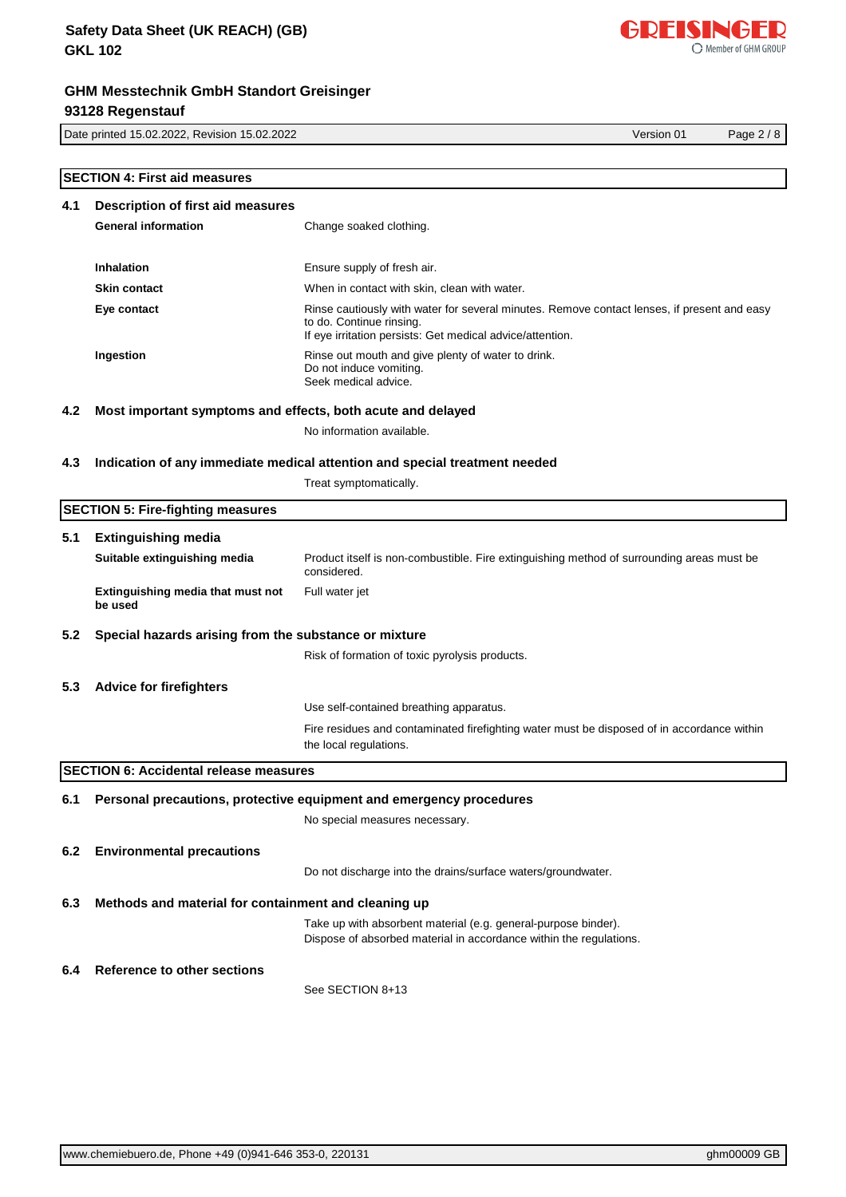## SECTION 4: First aid measures

### 4.1 Description of first aid measures

**General information**

Change soaked clothing.

**Inhalation**

Ensure supply of fresh air.

**Skin contact**

When in contact with skin, clean with water.

**Eye contact**

Rinse cautiously with water for several minutes. Remove contact lenses, if present and easy to do. Continue rinsing.
If eye irritation persists: Get medical advice/attention.

**Ingestion**

Rinse out mouth and give plenty of water to drink.
Do not induce vomiting.
Seek medical advice.

### 4.2 Most important symptoms and effects, both acute and delayed

No information available.

### 4.3 Indication of any immediate medical attention and special treatment needed

Treat symptomatically.

## SECTION 5: Fire-fighting measures

### 5.1 Extinguishing media

**Suitable extinguishing media**

Product itself is non-combustible. Fire extinguishing method of surrounding areas must be considered.

**Extinguishing media that must not be used**

Full water jet

### 5.2 Special hazards arising from the substance or mixture

Risk of formation of toxic pyrolysis products.

### 5.3 Advice for firefighters

Use self-contained breathing apparatus.

Fire residues and contaminated firefighting water must be disposed of in accordance within the local regulations.

## SECTION 6: Accidental release measures

### 6.1 Personal precautions, protective equipment and emergency procedures

No special measures necessary.

### 6.2 Environmental precautions

Do not discharge into the drains/surface waters/groundwater.

### 6.3 Methods and material for containment and cleaning up

Take up with absorbent material (e.g. general-purpose binder).
Dispose of absorbed material in accordance within the regulations.

### 6.4 Reference to other sections

See SECTION 8+13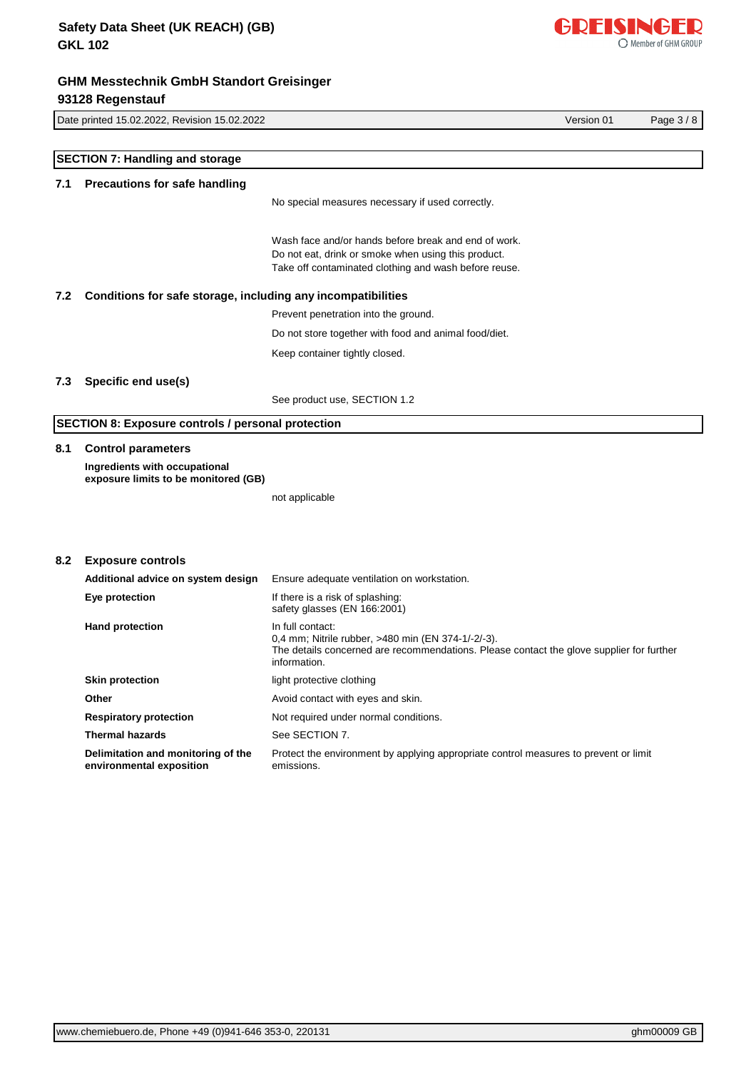## SECTION 7: Handling and storage

### 7.1 Precautions for safe handling

No special measures necessary if used correctly.

Wash face and/or hands before break and end of work.
Do not eat, drink or smoke when using this product.
Take off contaminated clothing and wash before reuse.

### 7.2 Conditions for safe storage, including any incompatibilities

Prevent penetration into the ground.

Do not store together with food and animal food/diet.

Keep container tightly closed.

### 7.3 Specific end use(s)

See product use, SECTION 1.2

## SECTION 8: Exposure controls / personal protection

### 8.1 Control parameters

**Ingredients with occupational exposure limits to be monitored (GB)**

not applicable

### 8.2 Exposure controls

| | |
|---|---|
| **Additional advice on system design** | Ensure adequate ventilation on workstation. |
| **Eye protection** | If there is a risk of splashing:<br>safety glasses (EN 166:2001) |
| **Hand protection** | In full contact:<br>0,4 mm; Nitrile rubber, >480 min (EN 374-1/-2/-3).<br>The details concerned are recommendations. Please contact the glove supplier for further information. |
| **Skin protection** | light protective clothing |
| **Other** | Avoid contact with eyes and skin. |
| **Respiratory protection** | Not required under normal conditions. |
| **Thermal hazards** | See SECTION 7. |
| **Delimitation and monitoring of the environmental exposition** | Protect the environment by applying appropriate control measures to prevent or limit emissions. |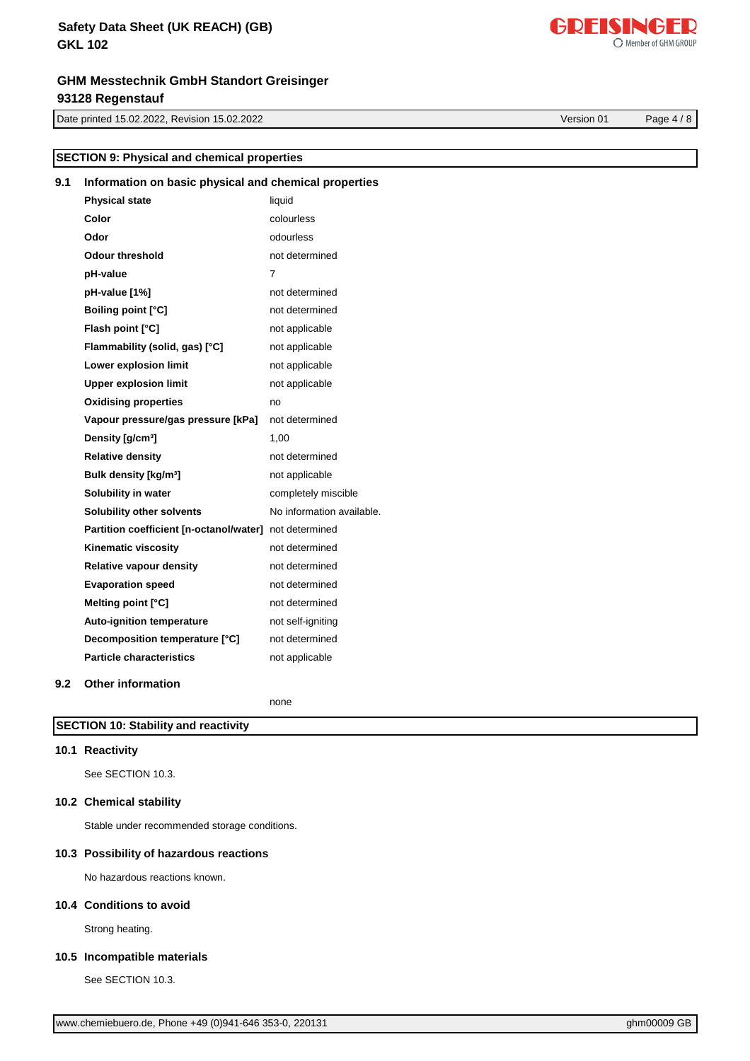## SECTION 9: Physical and chemical properties

### 9.1 Information on basic physical and chemical properties

| | |
|---|---|
| **Physical state** | liquid |
| **Color** | colourless |
| **Odor** | odourless |
| **Odour threshold** | not determined |
| **pH-value** | 7 |
| **pH-value [1%]** | not determined |
| **Boiling point [°C]** | not determined |
| **Flash point [°C]** | not applicable |
| **Flammability (solid, gas) [°C]** | not applicable |
| **Lower explosion limit** | not applicable |
| **Upper explosion limit** | not applicable |
| **Oxidising properties** | no |
| **Vapour pressure/gas pressure [kPa]** | not determined |
| **Density [g/cm³]** | 1,00 |
| **Relative density** | not determined |
| **Bulk density [kg/m³]** | not applicable |
| **Solubility in water** | completely miscible |
| **Solubility other solvents** | No information available. |
| **Partition coefficient [n-octanol/water]** | not determined |
| **Kinematic viscosity** | not determined |
| **Relative vapour density** | not determined |
| **Evaporation speed** | not determined |
| **Melting point [°C]** | not determined |
| **Auto-ignition temperature** | not self-igniting |
| **Decomposition temperature [°C]** | not determined |
| **Particle characteristics** | not applicable |

### 9.2 Other information

none

## SECTION 10: Stability and reactivity

### 10.1 Reactivity

See SECTION 10.3.

### 10.2 Chemical stability

Stable under recommended storage conditions.

### 10.3 Possibility of hazardous reactions

No hazardous reactions known.

### 10.4 Conditions to avoid

Strong heating.

### 10.5 Incompatible materials

See SECTION 10.3.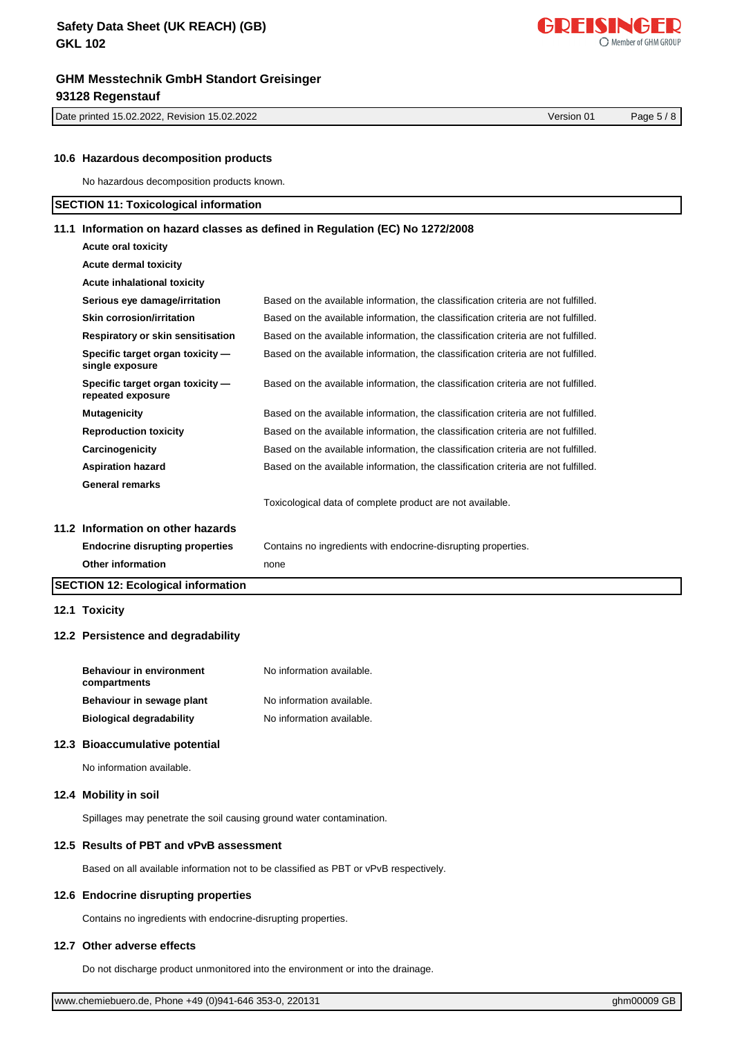### 10.6 Hazardous decomposition products

No hazardous decomposition products known.

## SECTION 11: Toxicological information

### 11.1 Information on hazard classes as defined in Regulation (EC) No 1272/2008

| | |
|---|---|
| **Acute oral toxicity** | |
| **Acute dermal toxicity** | |
| **Acute inhalational toxicity** | |
| **Serious eye damage/irritation** | Based on the available information, the classification criteria are not fulfilled. |
| **Skin corrosion/irritation** | Based on the available information, the classification criteria are not fulfilled. |
| **Respiratory or skin sensitisation** | Based on the available information, the classification criteria are not fulfilled. |
| **Specific target organ toxicity — single exposure** | Based on the available information, the classification criteria are not fulfilled. |
| **Specific target organ toxicity — repeated exposure** | Based on the available information, the classification criteria are not fulfilled. |
| **Mutagenicity** | Based on the available information, the classification criteria are not fulfilled. |
| **Reproduction toxicity** | Based on the available information, the classification criteria are not fulfilled. |
| **Carcinogenicity** | Based on the available information, the classification criteria are not fulfilled. |
| **Aspiration hazard** | Based on the available information, the classification criteria are not fulfilled. |
| **General remarks** | |
| | Toxicological data of complete product are not available. |

### 11.2 Information on other hazards

| | |
|---|---|
| **Endocrine disrupting properties** | Contains no ingredients with endocrine-disrupting properties. |
| **Other information** | none |

## SECTION 12: Ecological information

### 12.1 Toxicity

### 12.2 Persistence and degradability

| | |
|---|---|
| **Behaviour in environment compartments** | No information available. |
| **Behaviour in sewage plant** | No information available. |
| **Biological degradability** | No information available. |

### 12.3 Bioaccumulative potential

No information available.

### 12.4 Mobility in soil

Spillages may penetrate the soil causing ground water contamination.

### 12.5 Results of PBT and vPvB assessment

Based on all available information not to be classified as PBT or vPvB respectively.

### 12.6 Endocrine disrupting properties

Contains no ingredients with endocrine-disrupting properties.

### 12.7 Other adverse effects

Do not discharge product unmonitored into the environment or into the drainage.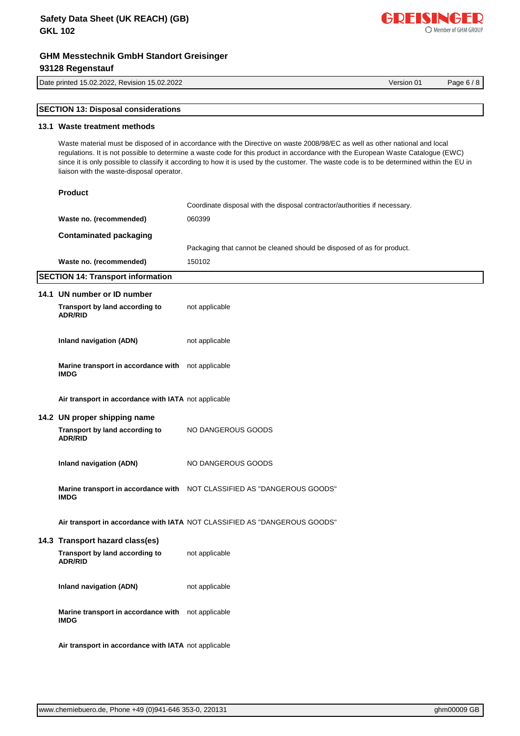## SECTION 13: Disposal considerations

### 13.1 Waste treatment methods

Waste material must be disposed of in accordance with the Directive on waste 2008/98/EC as well as other national and local regulations. It is not possible to determine a waste code for this product in accordance with the European Waste Catalogue (EWC) since it is only possible to classify it according to how it is used by the customer. The waste code is to be determined within the EU in liaison with the waste-disposal operator.

**Product**

Coordinate disposal with the disposal contractor/authorities if necessary.

| | |
|---|---|
| **Waste no. (recommended)** | 060399 |

**Contaminated packaging**

Packaging that cannot be cleaned should be disposed of as for product.

| | |
|---|---|
| **Waste no. (recommended)** | 150102 |

## SECTION 14: Transport information

### 14.1 UN number or ID number

| | |
|---|---|
| **Transport by land according to ADR/RID** | not applicable |
| **Inland navigation (ADN)** | not applicable |
| **Marine transport in accordance with IMDG** | not applicable |
| **Air transport in accordance with IATA** | not applicable |

### 14.2 UN proper shipping name

| | |
|---|---|
| **Transport by land according to ADR/RID** | NO DANGEROUS GOODS |
| **Inland navigation (ADN)** | NO DANGEROUS GOODS |
| **Marine transport in accordance with IMDG** | NOT CLASSIFIED AS "DANGEROUS GOODS" |
| **Air transport in accordance with IATA** | NOT CLASSIFIED AS "DANGEROUS GOODS" |

### 14.3 Transport hazard class(es)

| | |
|---|---|
| **Transport by land according to ADR/RID** | not applicable |
| **Inland navigation (ADN)** | not applicable |
| **Marine transport in accordance with IMDG** | not applicable |
| **Air transport in accordance with IATA** | not applicable |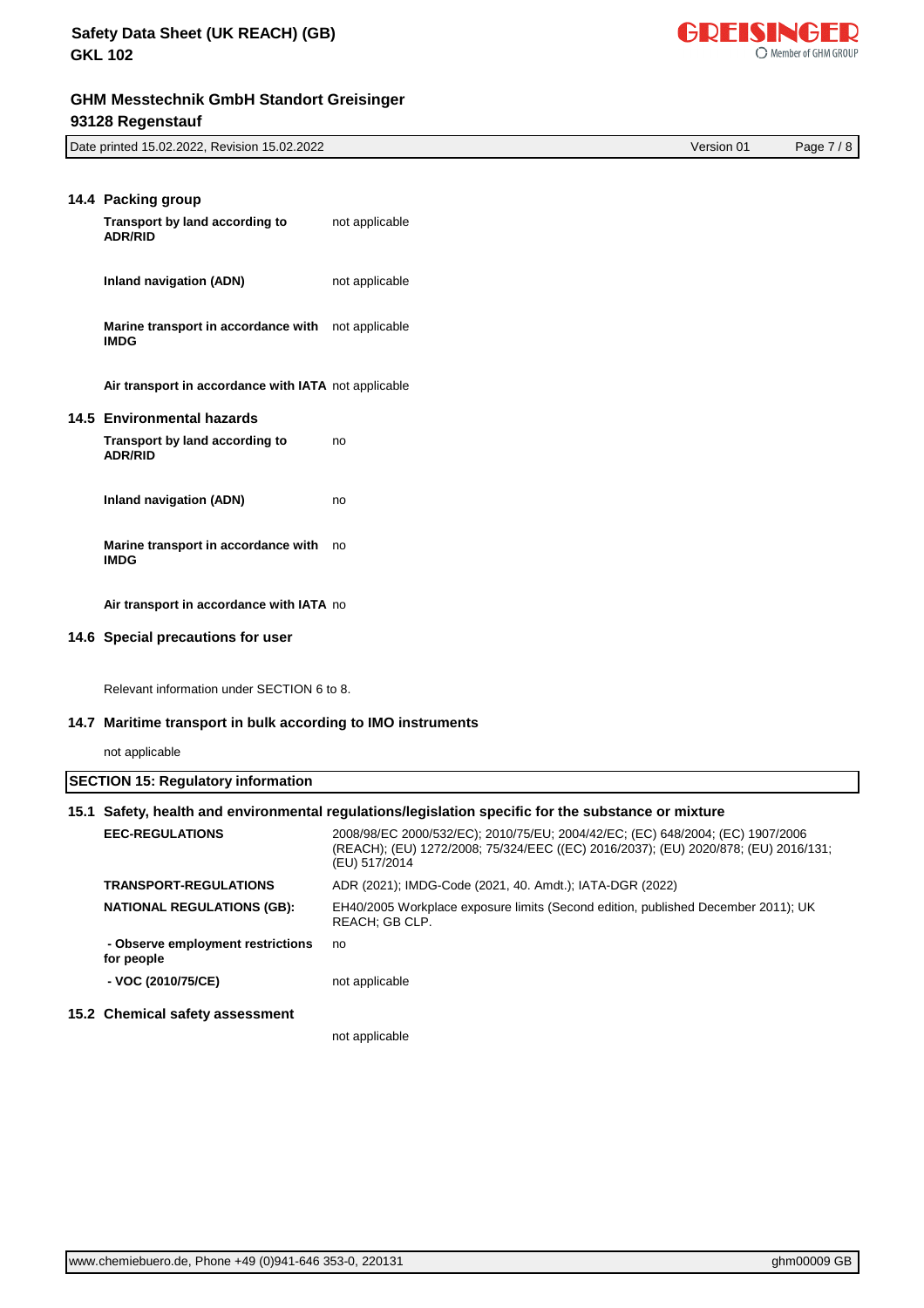### 14.4 Packing group

| | |
|---|---|
| **Transport by land according to ADR/RID** | not applicable |
| **Inland navigation (ADN)** | not applicable |
| **Marine transport in accordance with IMDG** | not applicable |
| **Air transport in accordance with IATA** | not applicable |

### 14.5 Environmental hazards

| | |
|---|---|
| **Transport by land according to ADR/RID** | no |
| **Inland navigation (ADN)** | no |
| **Marine transport in accordance with IMDG** | no |
| **Air transport in accordance with IATA** | no |

### 14.6 Special precautions for user

Relevant information under SECTION 6 to 8.

### 14.7 Maritime transport in bulk according to IMO instruments

not applicable

## SECTION 15: Regulatory information

### 15.1 Safety, health and environmental regulations/legislation specific for the substance or mixture

| | |
|---|---|
| **EEC-REGULATIONS** | 2008/98/EC 2000/532/EC); 2010/75/EU; 2004/42/EC; (EC) 648/2004; (EC) 1907/2006 (REACH); (EU) 1272/2008; 75/324/EEC ((EC) 2016/2037); (EU) 2020/878; (EU) 2016/131; (EU) 517/2014 |
| **TRANSPORT-REGULATIONS** | ADR (2021); IMDG-Code (2021, 40. Amdt.); IATA-DGR (2022) |
| **NATIONAL REGULATIONS (GB):** | EH40/2005 Workplace exposure limits (Second edition, published December 2011); UK REACH; GB CLP. |
| **- Observe employment restrictions for people** | no |
| **- VOC (2010/75/CE)** | not applicable |

### 15.2 Chemical safety assessment

not applicable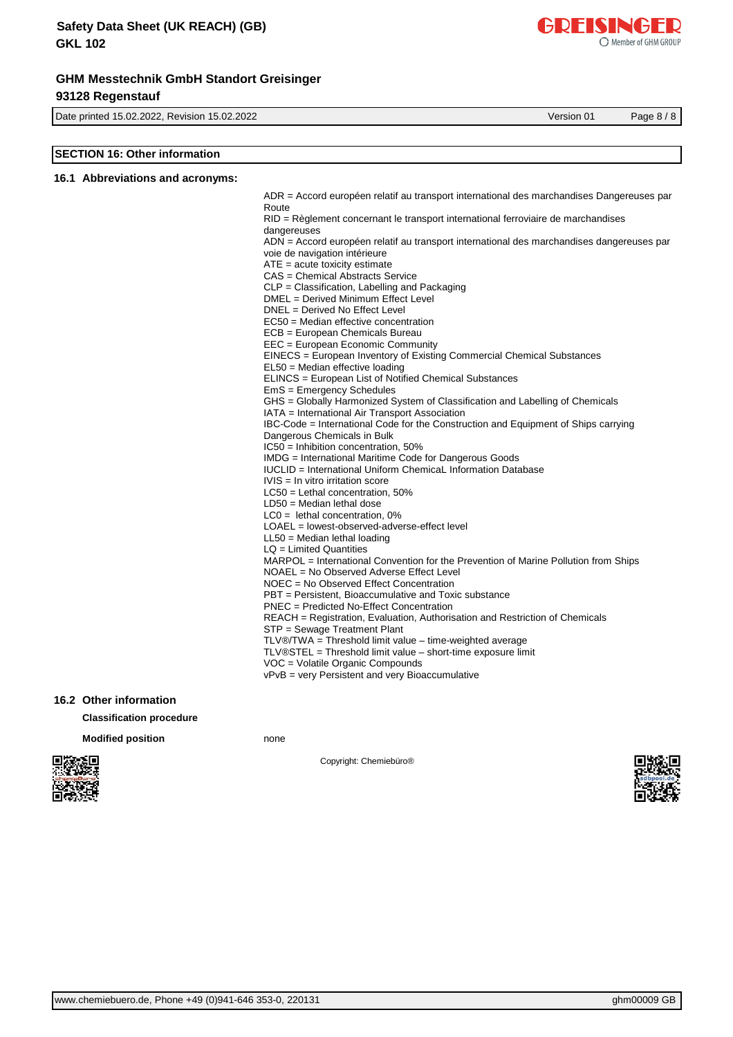## SECTION 16: Other information

### 16.1 Abbreviations and acronyms:

ADR = Accord européen relatif au transport international des marchandises Dangereuses par Route
RID = Règlement concernant le transport international ferroviaire de marchandises dangereuses
ADN = Accord européen relatif au transport international des marchandises dangereuses par voie de navigation intérieure
ATE = acute toxicity estimate
CAS = Chemical Abstracts Service
CLP = Classification, Labelling and Packaging
DMEL = Derived Minimum Effect Level
DNEL = Derived No Effect Level
EC50 = Median effective concentration
ECB = European Chemicals Bureau
EEC = European Economic Community
EINECS = European Inventory of Existing Commercial Chemical Substances
EL50 = Median effective loading
ELINCS = European List of Notified Chemical Substances
EmS = Emergency Schedules
GHS = Globally Harmonized System of Classification and Labelling of Chemicals
IATA = International Air Transport Association
IBC-Code = International Code for the Construction and Equipment of Ships carrying Dangerous Chemicals in Bulk
IC50 = Inhibition concentration, 50%
IMDG = International Maritime Code for Dangerous Goods
IUCLID = International Uniform ChemicaL Information Database
IVIS = In vitro irritation score
LC50 = Lethal concentration, 50%
LD50 = Median lethal dose
LC0 = lethal concentration, 0%
LOAEL = lowest-observed-adverse-effect level
LL50 = Median lethal loading
LQ = Limited Quantities
MARPOL = International Convention for the Prevention of Marine Pollution from Ships
NOAEL = No Observed Adverse Effect Level
NOEC = No Observed Effect Concentration
PBT = Persistent, Bioaccumulative and Toxic substance
PNEC = Predicted No-Effect Concentration
REACH = Registration, Evaluation, Authorisation and Restriction of Chemicals
STP = Sewage Treatment Plant
TLV®/TWA = Threshold limit value – time-weighted average
TLV®STEL = Threshold limit value – short-time exposure limit
VOC = Volatile Organic Compounds
vPvB = very Persistent and very Bioaccumulative

### 16.2 Other information

**Classification procedure**

**Modified position** none

Copyright: Chemiebüro®